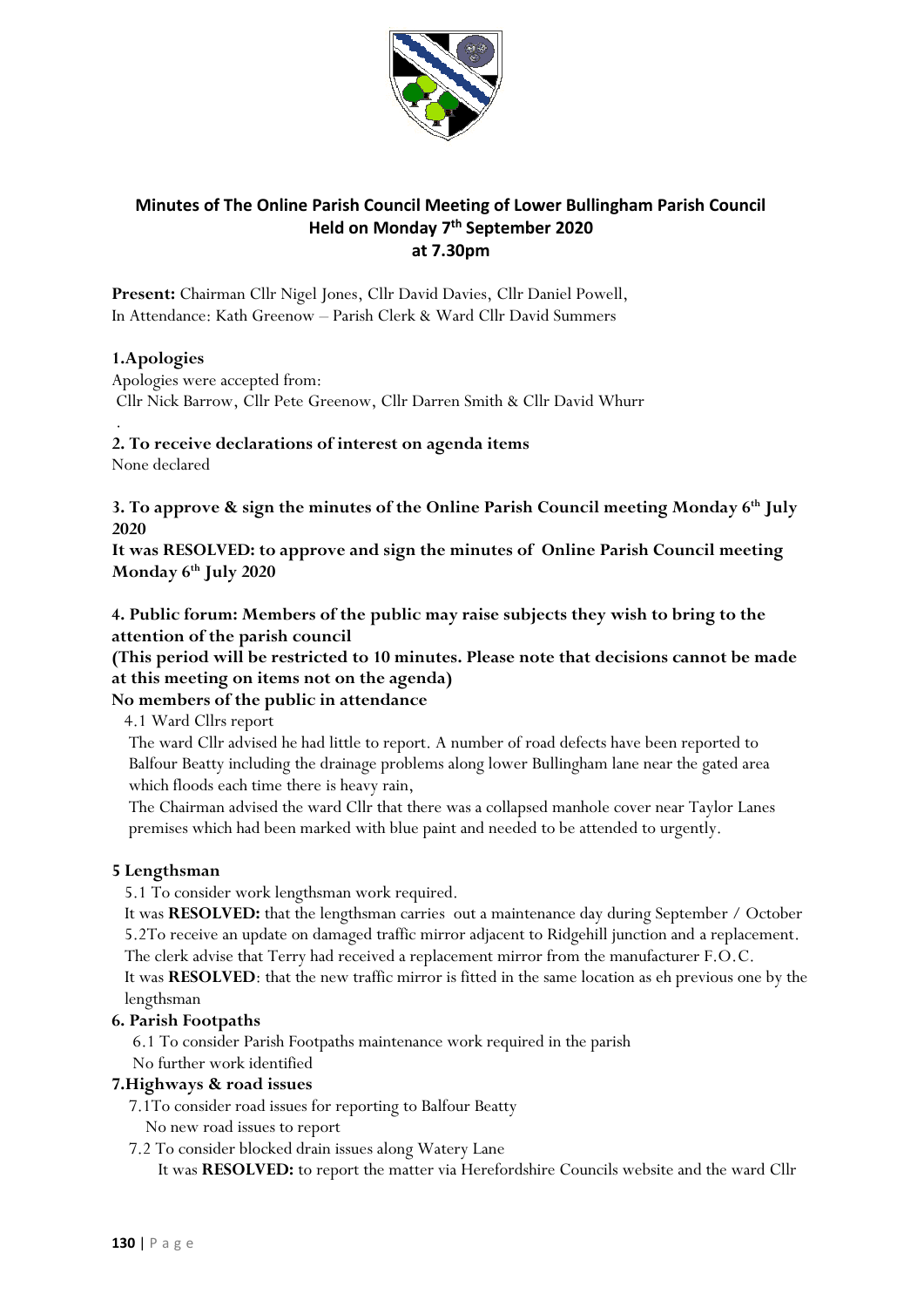# Minutes of The Online Parish Council Meeting of Lower Bullingham Parish Council Held on Monday 7th September 2020 at 7.30pm

**Present:** Chairman Cllr Nigel Jones, Cllr David Davies, Cllr Daniel Powell,
In Attendance: Kath Greenow – Parish Clerk & Ward Cllr David Summers

**1.Apologies**

Apologies were accepted from:
Cllr Nick Barrow, Cllr Pete Greenow, Cllr Darren Smith & Cllr David Whurr

.

**2. To receive declarations of interest on agenda items**

None declared

**3. To approve & sign the minutes of the Online Parish Council meeting Monday 6th July 2020**

**It was RESOLVED: to approve and sign the minutes of Online Parish Council meeting Monday 6th July 2020**

**4. Public forum: Members of the public may raise subjects they wish to bring to the attention of the parish council**

**(This period will be restricted to 10 minutes. Please note that decisions cannot be made at this meeting on items not on the agenda)**

**No members of the public in attendance**

4.1 Ward Cllrs report

The ward Cllr advised he had little to report. A number of road defects have been reported to Balfour Beatty including the drainage problems along lower Bullingham lane near the gated area which floods each time there is heavy rain,

The Chairman advised the ward Cllr that there was a collapsed manhole cover near Taylor Lanes premises which had been marked with blue paint and needed to be attended to urgently.

**5 Lengthsman**

5.1 To consider work lengthsman work required.

It was **RESOLVED:** that the lengthsman carries out a maintenance day during September / October

5.2To receive an update on damaged traffic mirror adjacent to Ridgehill junction and a replacement.

The clerk advise that Terry had received a replacement mirror from the manufacturer F.O.C.

It was **RESOLVED**: that the new traffic mirror is fitted in the same location as eh previous one by the lengthsman

**6. Parish Footpaths**

6.1 To consider Parish Footpaths maintenance work required in the parish

No further work identified

**7.Highways & road issues**

7.1To consider road issues for reporting to Balfour Beatty

No new road issues to report

7.2 To consider blocked drain issues along Watery Lane

It was **RESOLVED:** to report the matter via Herefordshire Councils website and the ward Cllr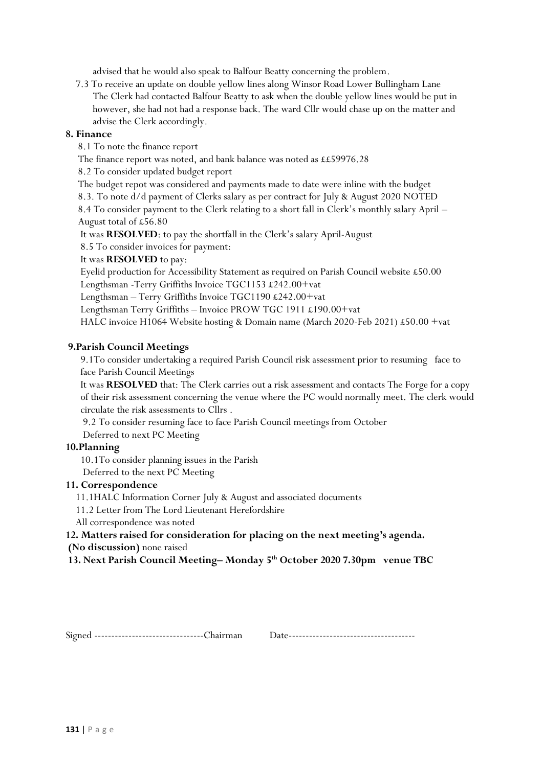advised that he would also speak to Balfour Beatty concerning the problem.

7.3 To receive an update on double yellow lines along Winsor Road Lower Bullingham Lane
The Clerk had contacted Balfour Beatty to ask when the double yellow lines would be put in however, she had not had a response back. The ward Cllr would chase up on the matter and advise the Clerk accordingly.

**8. Finance**

8.1 To note the finance report

The finance report was noted, and bank balance was noted as ££59976.28

8.2 To consider updated budget report

The budget repot was considered and payments made to date were inline with the budget

8.3. To note d/d payment of Clerks salary as per contract for July & August 2020 NOTED

8.4 To consider payment to the Clerk relating to a short fall in Clerk's monthly salary April – August total of £56.80

It was **RESOLVED**: to pay the shortfall in the Clerk's salary April-August

8.5 To consider invoices for payment:

It was **RESOLVED** to pay:

Eyelid production for Accessibility Statement as required on Parish Council website £50.00
Lengthsman -Terry Griffiths Invoice TGC1153 £242.00+vat
Lengthsman – Terry Griffiths Invoice TGC1190 £242.00+vat
Lengthsman Terry Griffiths – Invoice PROW TGC 1911 £190.00+vat
HALC invoice H1064 Website hosting & Domain name (March 2020-Feb 2021) £50.00 +vat

**9.Parish Council Meetings**

9.1To consider undertaking a required Parish Council risk assessment prior to resuming face to face Parish Council Meetings

It was **RESOLVED** that: The Clerk carries out a risk assessment and contacts The Forge for a copy of their risk assessment concerning the venue where the PC would normally meet. The clerk would circulate the risk assessments to Cllrs .

9.2 To consider resuming face to face Parish Council meetings from October

Deferred to next PC Meeting

**10.Planning**

10.1To consider planning issues in the Parish

Deferred to the next PC Meeting

**11. Correspondence**

11.1HALC Information Corner July & August and associated documents

11.2 Letter from The Lord Lieutenant Herefordshire

All correspondence was noted

**12. Matters raised for consideration for placing on the next meeting's agenda.**

**(No discussion)** none raised

**13. Next Parish Council Meeting– Monday 5th October 2020 7.30pm venue TBC**

Signed --------------------------------Chairman Date-------------------------------------